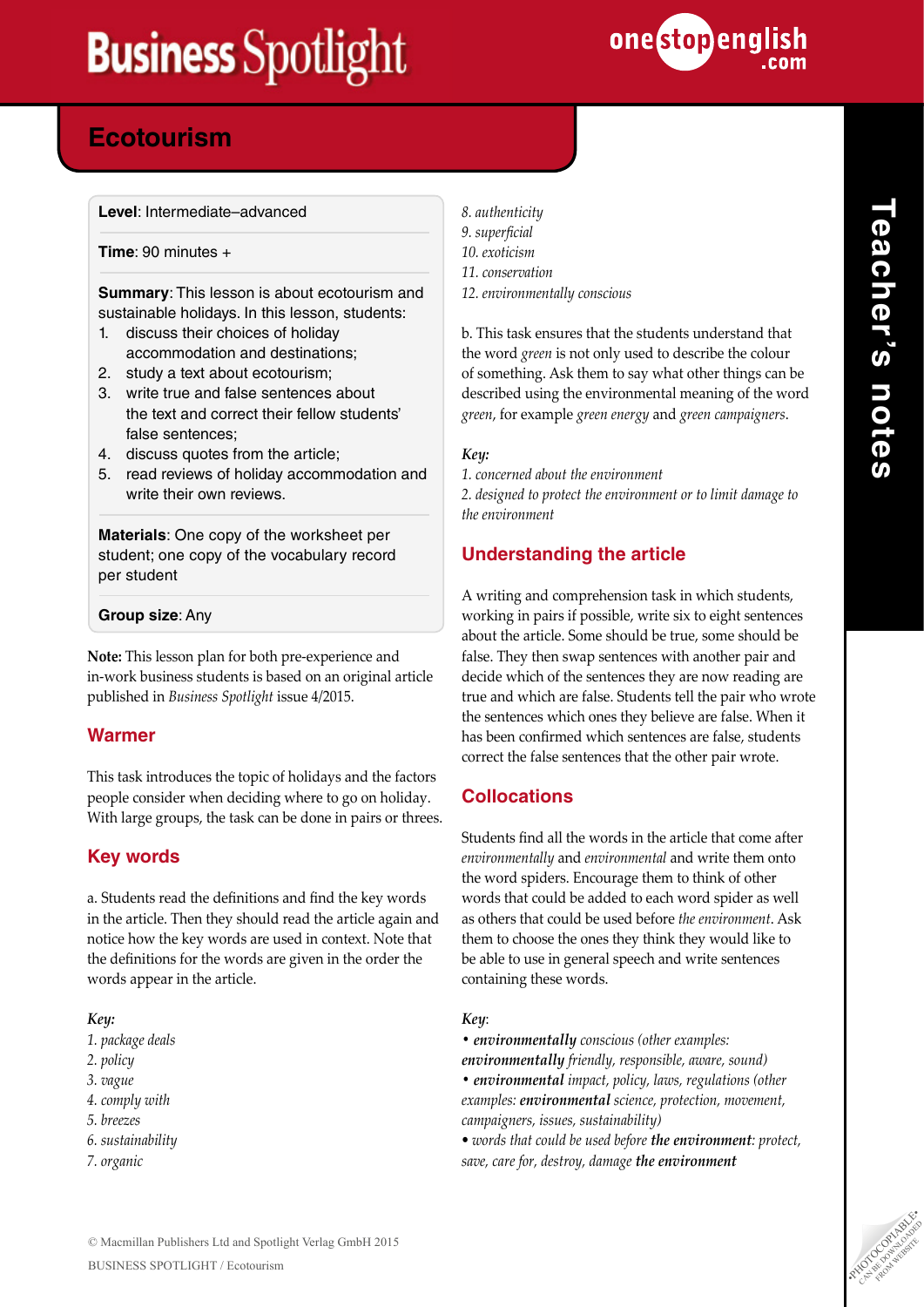# Business Spotlight

## Ecotourism

**Level**: Intermediate–advanced

**Time**: 90 minutes +

**Summary**: This lesson is about ecotourism and sustainable holidays. In this lesson, students:

1. discuss their choices of holiday accommodation and destinations;
2. study a text about ecotourism;
3. write true and false sentences about the text and correct their fellow students' false sentences;
4. discuss quotes from the article;
5. read reviews of holiday accommodation and write their own reviews.

**Materials**: One copy of the worksheet per student; one copy of the vocabulary record per student

**Group size**: Any

**Note:** This lesson plan for both pre-experience and in-work business students is based on an original article published in *Business Spotlight* issue 4/2015.

## Warmer

This task introduces the topic of holidays and the factors people consider when deciding where to go on holiday. With large groups, the task can be done in pairs or threes.

## Key words

a. Students read the definitions and find the key words in the article. Then they should read the article again and notice how the key words are used in context. Note that the definitions for the words are given in the order the words appear in the article.

*Key:*

*1. package deals*
*2. policy*
*3. vague*
*4. comply with*
*5. breezes*
*6. sustainability*
*7. organic*
*8. authenticity*
*9. superficial*
*10. exoticism*
*11. conservation*
*12. environmentally conscious*

b. This task ensures that the students understand that the word *green* is not only used to describe the colour of something. Ask them to say what other things can be described using the environmental meaning of the word *green*, for example *green energy* and *green campaigners*.

*Key:*

*1. concerned about the environment*
*2. designed to protect the environment or to limit damage to the environment*

## Understanding the article

A writing and comprehension task in which students, working in pairs if possible, write six to eight sentences about the article. Some should be true, some should be false. They then swap sentences with another pair and decide which of the sentences they are now reading are true and which are false. Students tell the pair who wrote the sentences which ones they believe are false. When it has been confirmed which sentences are false, students correct the false sentences that the other pair wrote.

## Collocations

Students find all the words in the article that come after *environmentally* and *environmental* and write them onto the word spiders. Encourage them to think of other words that could be added to each word spider as well as others that could be used before *the environment*. Ask them to choose the ones they think they would like to be able to use in general speech and write sentences containing these words.

*Key*:

- ***environmentally** conscious (other examples: **environmentally** friendly, responsible, aware, sound)*
- ***environmental** impact, policy, laws, regulations (other examples: **environmental** science, protection, movement, campaigners, issues, sustainability)*
- *words that could be used before **the environment**: protect, save, care for, destroy, damage **the environment***

© Macmillan Publishers Ltd and Spotlight Verlag GmbH 2015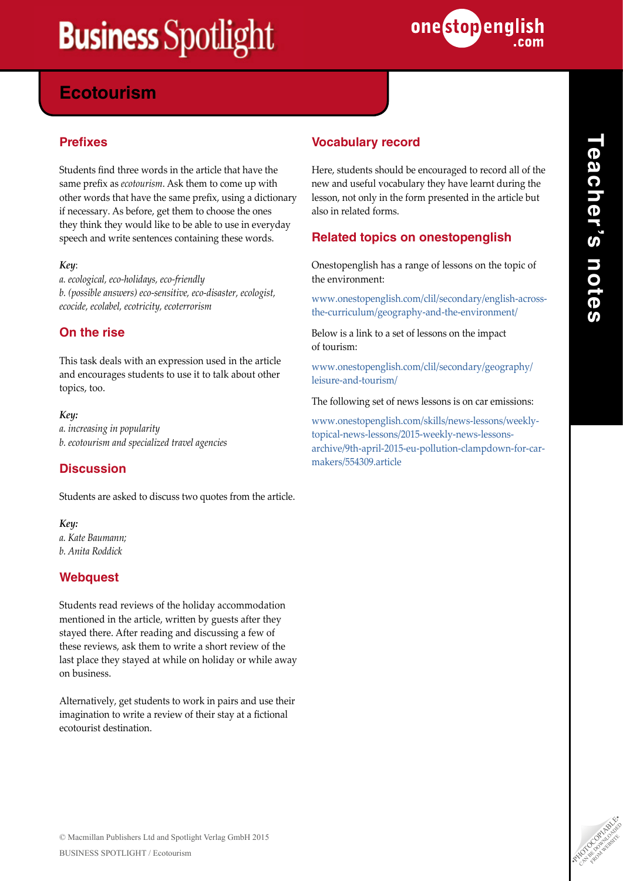# Ecotourism

## Prefixes

Students find three words in the article that have the same prefix as *ecotourism*. Ask them to come up with other words that have the same prefix, using a dictionary if necessary. As before, get them to choose the ones they think they would like to be able to use in everyday speech and write sentences containing these words.

*Key*:
*a. ecological, eco-holidays, eco-friendly*
*b. (possible answers) eco-sensitive, eco-disaster, ecologist, ecocide, ecolabel, ecotricity, ecoterrorism*

## On the rise

This task deals with an expression used in the article and encourages students to use it to talk about other topics, too.

*Key:*
*a. increasing in popularity*
*b. ecotourism and specialized travel agencies*

## Discussion

Students are asked to discuss two quotes from the article.

*Key:*
*a. Kate Baumann;*
*b. Anita Roddick*

## Webquest

Students read reviews of the holiday accommodation mentioned in the article, written by guests after they stayed there. After reading and discussing a few of these reviews, ask them to write a short review of the last place they stayed at while on holiday or while away on business.

Alternatively, get students to work in pairs and use their imagination to write a review of their stay at a fictional ecotourist destination.

## Vocabulary record

Here, students should be encouraged to record all of the new and useful vocabulary they have learnt during the lesson, not only in the form presented in the article but also in related forms.

## Related topics on onestopenglish

Onestopenglish has a range of lessons on the topic of the environment:

www.onestopenglish.com/clil/secondary/english-across-the-curriculum/geography-and-the-environment/

Below is a link to a set of lessons on the impact of tourism:

www.onestopenglish.com/clil/secondary/geography/leisure-and-tourism/

The following set of news lessons is on car emissions:

www.onestopenglish.com/skills/news-lessons/weekly-topical-news-lessons/2015-weekly-news-lessons-archive/9th-april-2015-eu-pollution-clampdown-for-car-makers/554309.article

© Macmillan Publishers Ltd and Spotlight Verlag GmbH 2015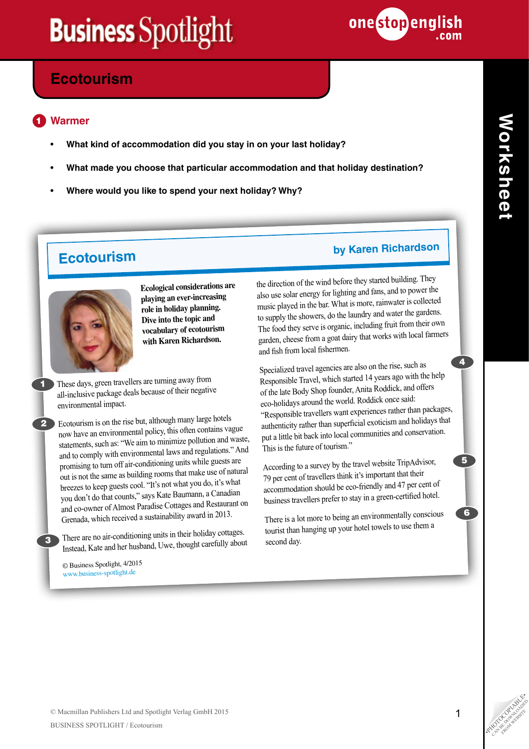# Ecotourism

## 1 Warmer

- What kind of accommodation did you stay in on your last holiday?
- What made you choose that particular accommodation and that holiday destination?
- Where would you like to spend your next holiday? Why?

## Ecotourism

**by Karen Richardson**

**Ecological considerations are playing an ever-increasing role in holiday planning. Dive into the topic and vocabulary of ecotourism with Karen Richardson.**

1 These days, green travellers are turning away from all-inclusive package deals because of their negative environmental impact.

2 Ecotourism is on the rise but, although many large hotels now have an environmental policy, this often contains vague statements, such as: "We aim to minimize pollution and waste, and to comply with environmental laws and regulations." And promising to turn off air-conditioning units while guests are out is not the same as building rooms that make use of natural breezes to keep guests cool. "It's not what you do, it's what you don't do that counts," says Kate Baumann, a Canadian and co-owner of Almost Paradise Cottages and Restaurant on Grenada, which received a sustainability award in 2013.

3 There are no air-conditioning units in their holiday cottages. Instead, Kate and her husband, Uwe, thought carefully about the direction of the wind before they started building. They also use solar energy for lighting and fans, and to power the music played in the bar. What is more, rainwater is collected to supply the showers, do the laundry and water the gardens. The food they serve is organic, including fruit from their own garden, cheese from a goat dairy that works with local farmers and fish from local fishermen.

4 Specialized travel agencies are also on the rise, such as Responsible Travel, which started 14 years ago with the help of the late Body Shop founder, Anita Roddick, and offers eco-holidays around the world. Roddick once said: "Responsible travellers want experiences rather than packages, authenticity rather than superficial exoticism and holidays that put a little bit back into local communities and conservation. This is the future of tourism."

5 According to a survey by the travel website TripAdvisor, 79 per cent of travellers think it's important that their accommodation should be eco-friendly and 47 per cent of business travellers prefer to stay in a green-certified hotel.

6 There is a lot more to being an environmentally conscious tourist than hanging up your hotel towels to use them a second day.

© Business Spotlight, 4/2015
www.business-spotlight.de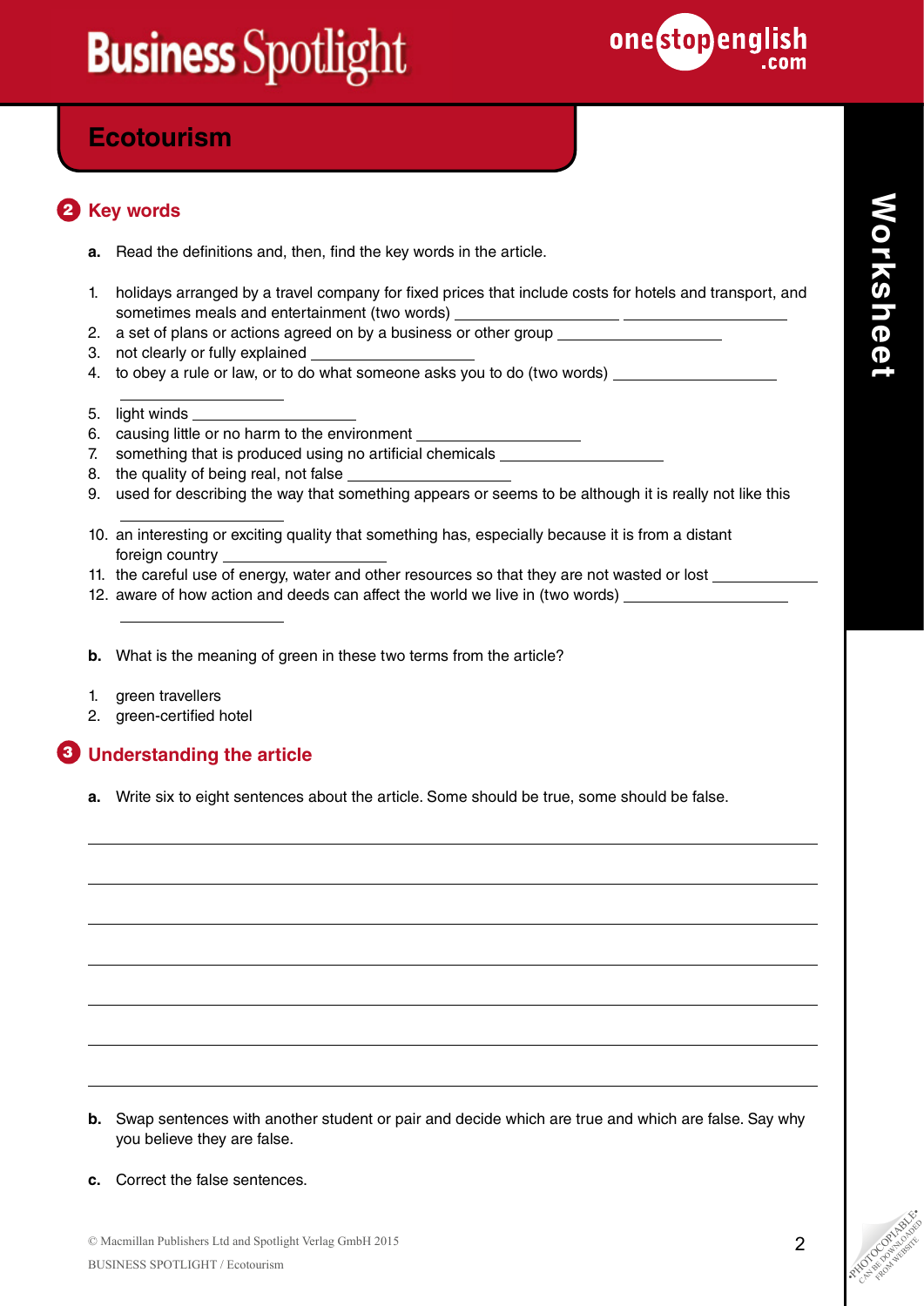# Business Spotlight

## Ecotourism

## 2 Key words

**a.** Read the definitions and, then, find the key words in the article.

1. holidays arranged by a travel company for fixed prices that include costs for hotels and transport, and sometimes meals and entertainment (two words) ____________________ ____________________
2. a set of plans or actions agreed on by a business or other group ____________________
3. not clearly or fully explained ____________________
4. to obey a rule or law, or to do what someone asks you to do (two words) ____________________ ____________________
5. light winds ____________________
6. causing little or no harm to the environment ____________________
7. something that is produced using no artificial chemicals ____________________
8. the quality of being real, not false ____________________
9. used for describing the way that something appears or seems to be although it is really not like this ____________________
10. an interesting or exciting quality that something has, especially because it is from a distant foreign country ____________________
11. the careful use of energy, water and other resources so that they are not wasted or lost ____________________
12. aware of how action and deeds can affect the world we live in (two words) ____________________ ____________________

**b.** What is the meaning of green in these two terms from the article?

1. green travellers
2. green-certified hotel

## 3 Understanding the article

**a.** Write six to eight sentences about the article. Some should be true, some should be false.

______________________________________________________________________

______________________________________________________________________

______________________________________________________________________

______________________________________________________________________

______________________________________________________________________

______________________________________________________________________

______________________________________________________________________

**b.** Swap sentences with another student or pair and decide which are true and which are false. Say why you believe they are false.

**c.** Correct the false sentences.

© Macmillan Publishers Ltd and Spotlight Verlag GmbH 2015
BUSINESS SPOTLIGHT / Ecotourism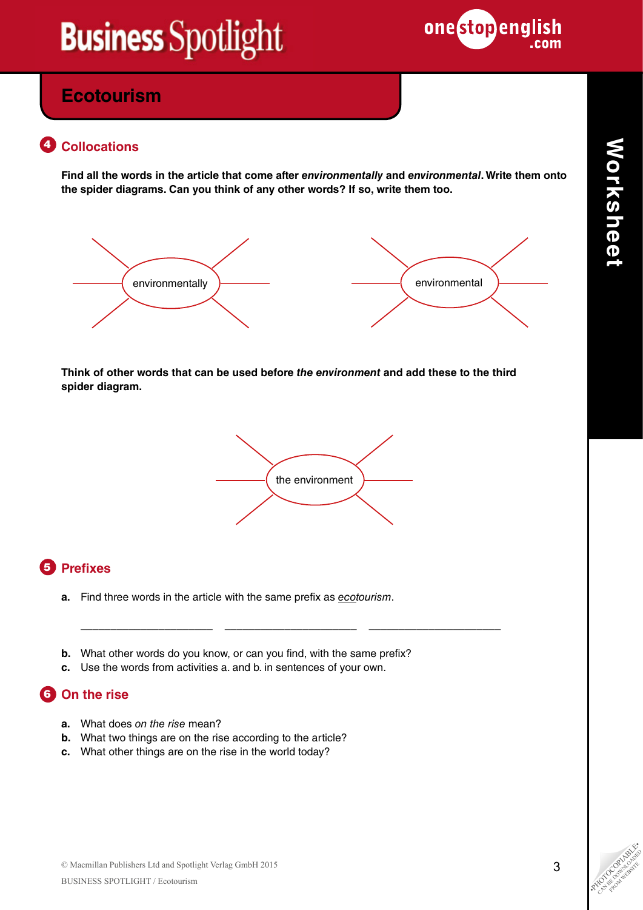# Ecotourism

## 4 Collocations

**Find all the words in the article that come after *environmentally* and *environmental*. Write them onto the spider diagrams. Can you think of any other words? If so, write them too.**

environmentally

environmental

**Think of other words that can be used before *the environment* and add these to the third spider diagram.**

the environment

## 5 Prefixes

**a.** Find three words in the article with the same prefix as *ecotourism*.

______________________ ______________________ ______________________

**b.** What other words do you know, or can you find, with the same prefix?

**c.** Use the words from activities a. and b. in sentences of your own.

## 6 On the rise

**a.** What does *on the rise* mean?

**b.** What two things are on the rise according to the article?

**c.** What other things are on the rise in the world today?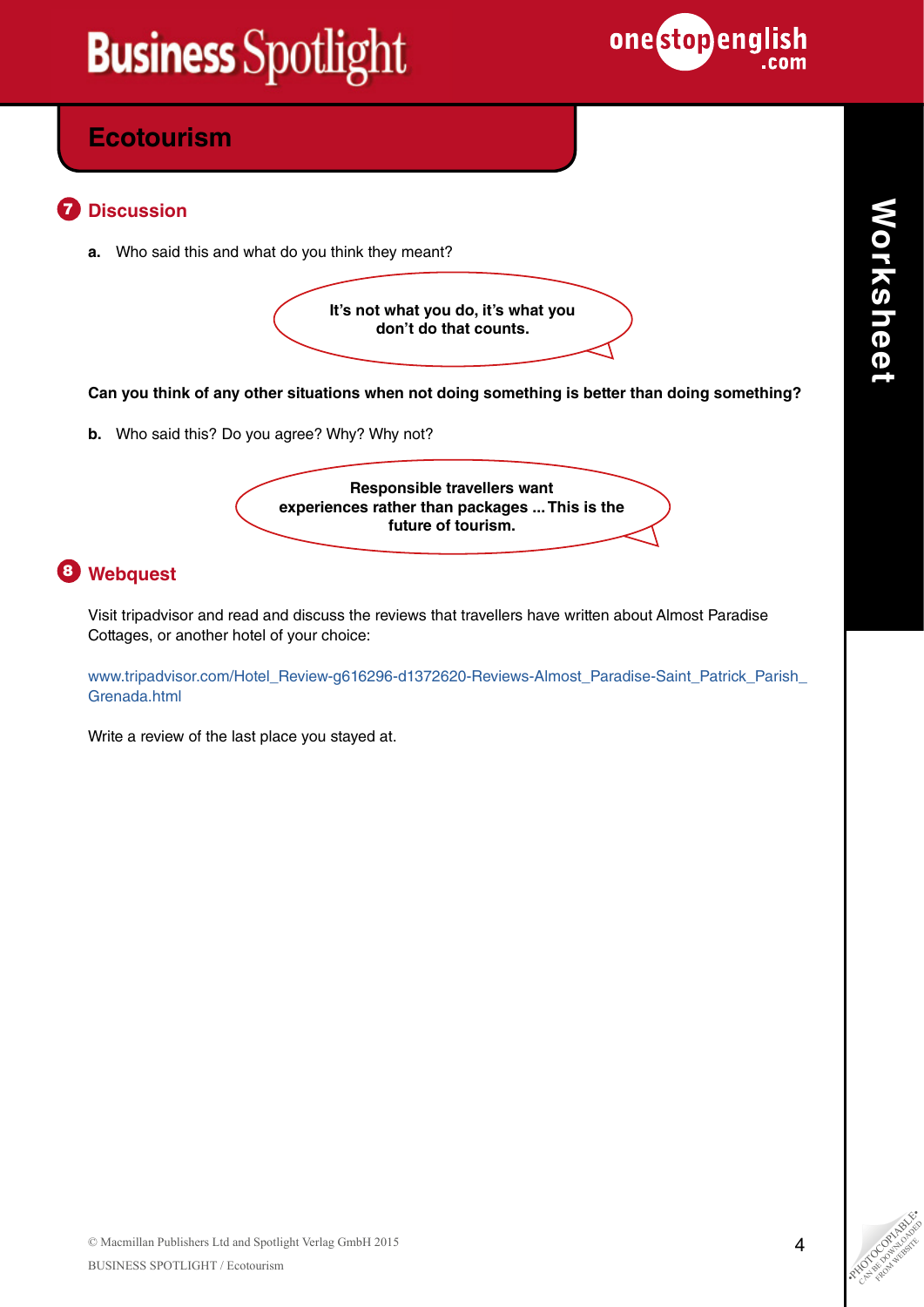## Ecotourism

### 7 Discussion

**a.** Who said this and what do you think they meant?

**It's not what you do, it's what you don't do that counts.**

**Can you think of any other situations when not doing something is better than doing something?**

**b.** Who said this? Do you agree? Why? Why not?

**Responsible travellers want experiences rather than packages ... This is the future of tourism.**

### 8 Webquest

Visit tripadvisor and read and discuss the reviews that travellers have written about Almost Paradise Cottages, or another hotel of your choice:

www.tripadvisor.com/Hotel_Review-g616296-d1372620-Reviews-Almost_Paradise-Saint_Patrick_Parish_Grenada.html

Write a review of the last place you stayed at.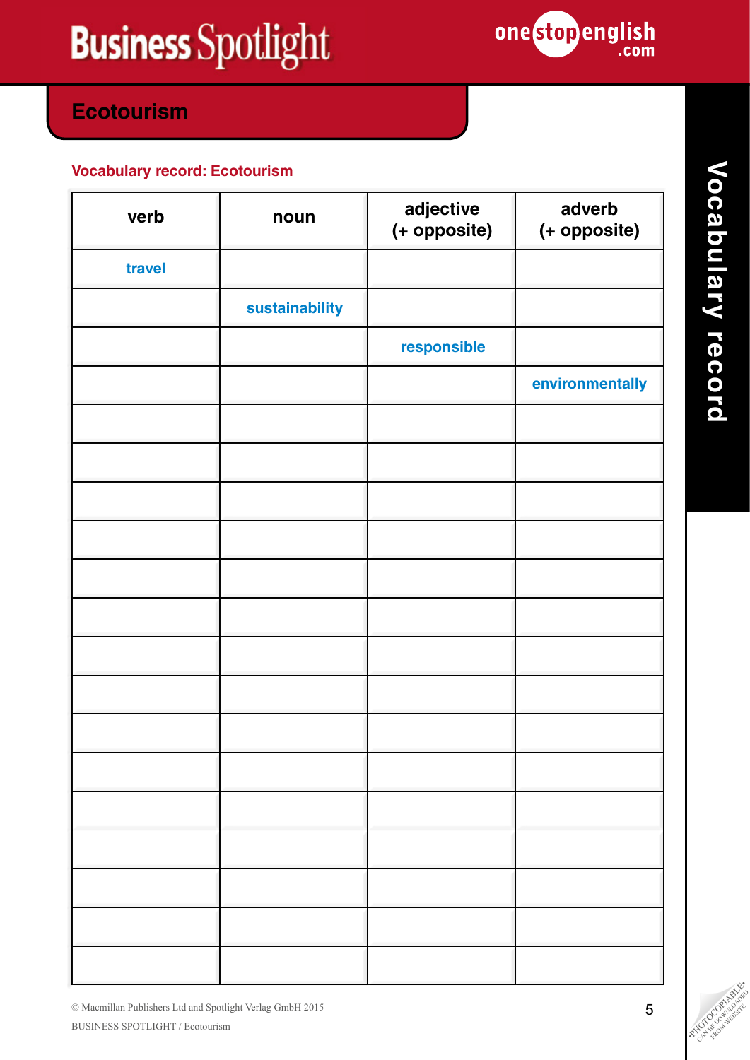# Ecotourism

## Vocabulary record: Ecotourism

| verb | noun | adjective (+ opposite) | adverb (+ opposite) |
|---|---|---|---|
| travel | | | |
| | sustainability | | |
| | | responsible | |
| | | | environmentally |
| | | | |
| | | | |
| | | | |
| | | | |
| | | | |
| | | | |
| | | | |
| | | | |
| | | | |
| | | | |
| | | | |
| | | | |
| | | | |
| | | | |
| | | | |

© Macmillan Publishers Ltd and Spotlight Verlag GmbH 2015
BUSINESS SPOTLIGHT / Ecotourism